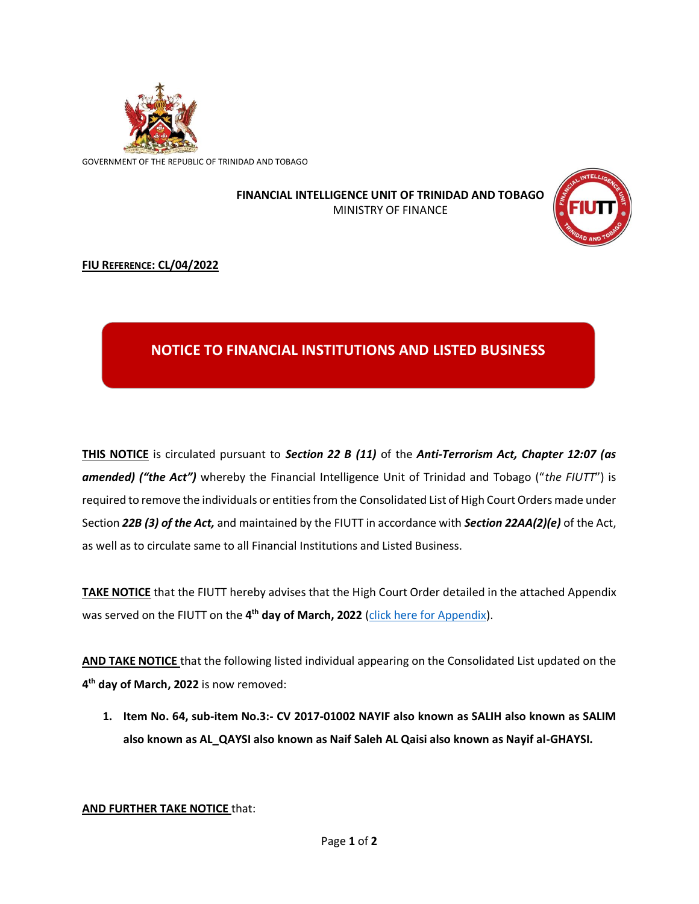GOVERNMENT OF THE REPUBLIC OF TRINIDAD AND TOBAGO

**FINANCIAL INTELLIGENCE UNIT OF TRINIDAD AND TOBAGO**
MINISTRY OF FINANCE

**FIU REFERENCE: CL/04/2022**

# NOTICE TO FINANCIAL INSTITUTIONS AND LISTED BUSINESS

**THIS NOTICE** is circulated pursuant to ***Section 22 B (11)*** of the ***Anti-Terrorism Act, Chapter 12:07 (as amended) ("the Act")*** whereby the Financial Intelligence Unit of Trinidad and Tobago ("*the FIUTT*") is required to remove the individuals or entities from the Consolidated List of High Court Orders made under Section ***22B (3) of the Act,*** and maintained by the FIUTT in accordance with ***Section 22AA(2)(e)*** of the Act, as well as to circulate same to all Financial Institutions and Listed Business.

**TAKE NOTICE** that the FIUTT hereby advises that the High Court Order detailed in the attached Appendix was served on the FIUTT on the **4th day of March, 2022** (click here for Appendix).

**AND TAKE NOTICE** that the following listed individual appearing on the Consolidated List updated on the **4th day of March, 2022** is now removed:

1. **Item No. 64, sub-item No.3:- CV 2017-01002 NAYIF also known as SALIH also known as SALIM also known as AL_QAYSI also known as Naif Saleh AL Qaisi also known as Nayif al-GHAYSI.**

**AND FURTHER TAKE NOTICE** that: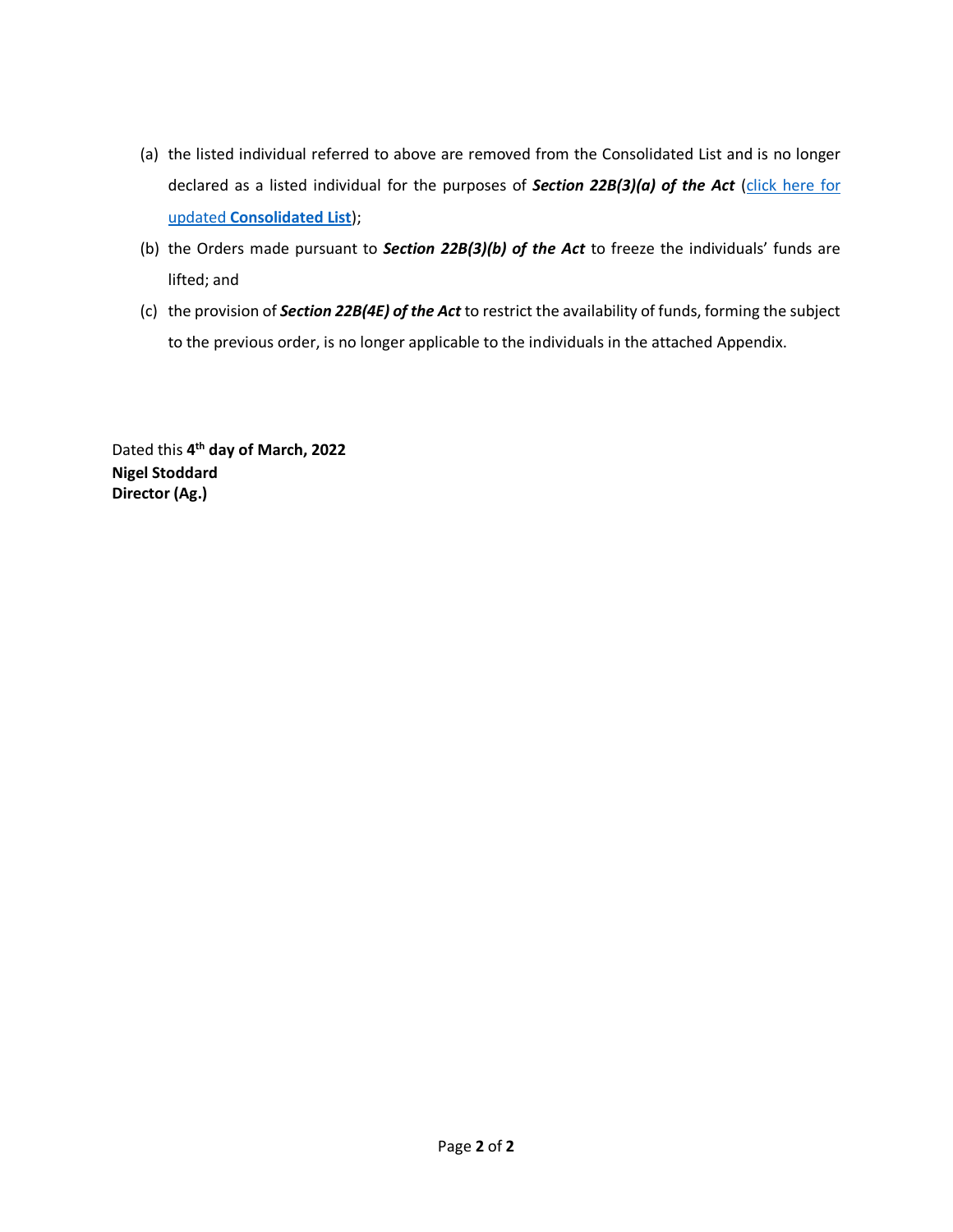(a) the listed individual referred to above are removed from the Consolidated List and is no longer declared as a listed individual for the purposes of ***Section 22B(3)(a) of the Act*** (click here for updated **Consolidated List**);

(b) the Orders made pursuant to ***Section 22B(3)(b) of the Act*** to freeze the individuals' funds are lifted; and

(c) the provision of ***Section 22B(4E) of the Act*** to restrict the availability of funds, forming the subject to the previous order, is no longer applicable to the individuals in the attached Appendix.

Dated this **4th day of March, 2022**
**Nigel Stoddard**
**Director (Ag.)**